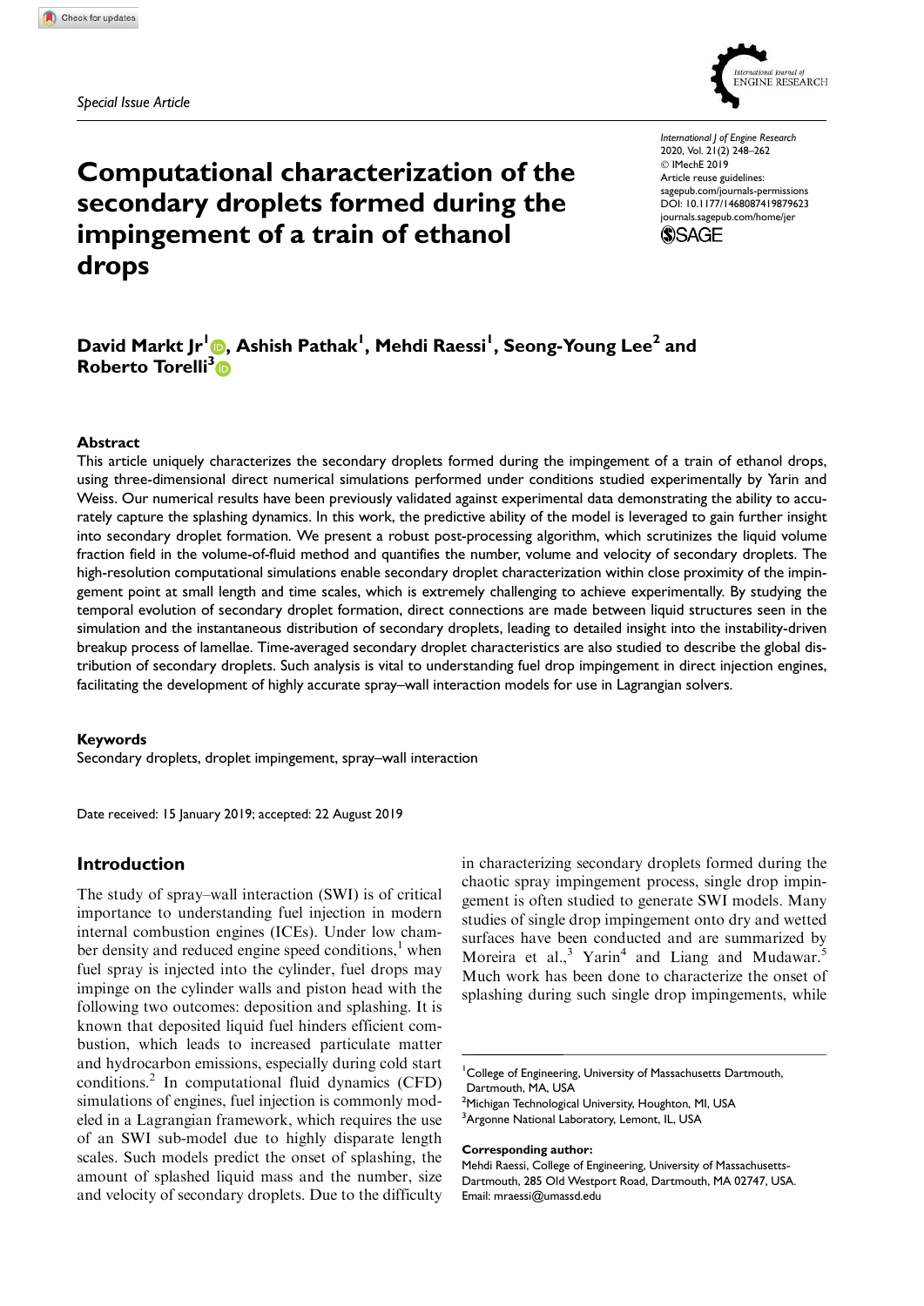Special Issue Article

# Computational characterization of the secondary droplets formed during the impingement of a train of ethanol drops

**David Markt Jr[1], Ashish Pathak[1], Mehdi Raessi[1], Seong-Young Lee[2] and Roberto Torelli[3]**

## Abstract

This article uniquely characterizes the secondary droplets formed during the impingement of a train of ethanol drops, using three-dimensional direct numerical simulations performed under conditions studied experimentally by Yarin and Weiss. Our numerical results have been previously validated against experimental data demonstrating the ability to accurately capture the splashing dynamics. In this work, the predictive ability of the model is leveraged to gain further insight into secondary droplet formation. We present a robust post-processing algorithm, which scrutinizes the liquid volume fraction field in the volume-of-fluid method and quantifies the number, volume and velocity of secondary droplets. The high-resolution computational simulations enable secondary droplet characterization within close proximity of the impingement point at small length and time scales, which is extremely challenging to achieve experimentally. By studying the temporal evolution of secondary droplet formation, direct connections are made between liquid structures seen in the simulation and the instantaneous distribution of secondary droplets, leading to detailed insight into the instability-driven breakup process of lamellae. Time-averaged secondary droplet characteristics are also studied to describe the global distribution of secondary droplets. Such analysis is vital to understanding fuel drop impingement in direct injection engines, facilitating the development of highly accurate spray–wall interaction models for use in Lagrangian solvers.

### Keywords

Secondary droplets, droplet impingement, spray–wall interaction

Date received: 15 January 2019; accepted: 22 August 2019

## Introduction

The study of spray–wall interaction (SWI) is of critical importance to understanding fuel injection in modern internal combustion engines (ICEs). Under low chamber density and reduced engine speed conditions,[1] when fuel spray is injected into the cylinder, fuel drops may impinge on the cylinder walls and piston head with the following two outcomes: deposition and splashing. It is known that deposited liquid fuel hinders efficient combustion, which leads to increased particulate matter and hydrocarbon emissions, especially during cold start conditions.[2] In computational fluid dynamics (CFD) simulations of engines, fuel injection is commonly modeled in a Lagrangian framework, which requires the use of an SWI sub-model due to highly disparate length scales. Such models predict the onset of splashing, the amount of splashed liquid mass and the number, size and velocity of secondary droplets. Due to the difficulty in characterizing secondary droplets formed during the chaotic spray impingement process, single drop impingement is often studied to generate SWI models. Many studies of single drop impingement onto dry and wetted surfaces have been conducted and are summarized by Moreira et al.,[3] Yarin[4] and Liang and Mudawar.[5] Much work has been done to characterize the onset of splashing during such single drop impingements, while

---

[1]College of Engineering, University of Massachusetts Dartmouth, Dartmouth, MA, USA
[2]Michigan Technological University, Houghton, MI, USA
[3]Argonne National Laboratory, Lemont, IL, USA

**Corresponding author:**
Mehdi Raessi, College of Engineering, University of Massachusetts-Dartmouth, 285 Old Westport Road, Dartmouth, MA 02747, USA.
Email: mraessi@umassd.edu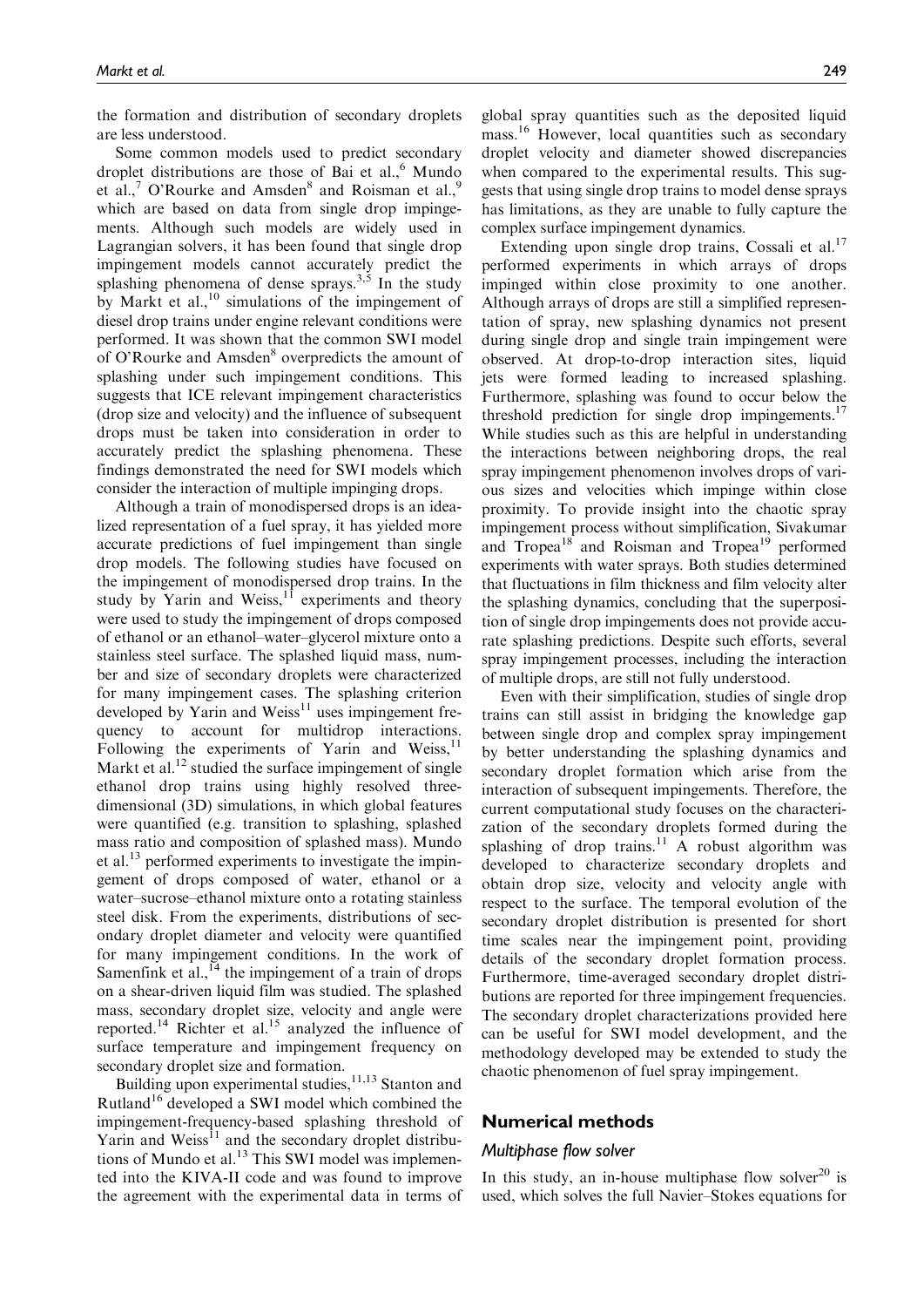the formation and distribution of secondary droplets are less understood.

Some common models used to predict secondary droplet distributions are those of Bai et al.,[6] Mundo et al.,[7] O'Rourke and Amsden[8] and Roisman et al.,[9] which are based on data from single drop impingements. Although such models are widely used in Lagrangian solvers, it has been found that single drop impingement models cannot accurately predict the splashing phenomena of dense sprays.[3,5] In the study by Markt et al.,[10] simulations of the impingement of diesel drop trains under engine relevant conditions were performed. It was shown that the common SWI model of O'Rourke and Amsden[8] overpredicts the amount of splashing under such impingement conditions. This suggests that ICE relevant impingement characteristics (drop size and velocity) and the influence of subsequent drops must be taken into consideration in order to accurately predict the splashing phenomena. These findings demonstrated the need for SWI models which consider the interaction of multiple impinging drops.

Although a train of monodispersed drops is an idealized representation of a fuel spray, it has yielded more accurate predictions of fuel impingement than single drop models. The following studies have focused on the impingement of monodispersed drop trains. In the study by Yarin and Weiss,[11] experiments and theory were used to study the impingement of drops composed of ethanol or an ethanol–water–glycerol mixture onto a stainless steel surface. The splashed liquid mass, number and size of secondary droplets were characterized for many impingement cases. The splashing criterion developed by Yarin and Weiss[11] uses impingement frequency to account for multidrop interactions. Following the experiments of Yarin and Weiss,[11] Markt et al.[12] studied the surface impingement of single ethanol drop trains using highly resolved three-dimensional (3D) simulations, in which global features were quantified (e.g. transition to splashing, splashed mass ratio and composition of splashed mass). Mundo et al.[13] performed experiments to investigate the impingement of drops composed of water, ethanol or a water–sucrose–ethanol mixture onto a rotating stainless steel disk. From the experiments, distributions of secondary droplet diameter and velocity were quantified for many impingement conditions. In the work of Samenfink et al.,[14] the impingement of a train of drops on a shear-driven liquid film was studied. The splashed mass, secondary droplet size, velocity and angle were reported.[14] Richter et al.[15] analyzed the influence of surface temperature and impingement frequency on secondary droplet size and formation.

Building upon experimental studies,[11,13] Stanton and Rutland[16] developed a SWI model which combined the impingement-frequency-based splashing threshold of Yarin and Weiss[11] and the secondary droplet distributions of Mundo et al.[13] This SWI model was implemented into the KIVA-II code and was found to improve the agreement with the experimental data in terms of global spray quantities such as the deposited liquid mass.[16] However, local quantities such as secondary droplet velocity and diameter showed discrepancies when compared to the experimental results. This suggests that using single drop trains to model dense sprays has limitations, as they are unable to fully capture the complex surface impingement dynamics.

Extending upon single drop trains, Cossali et al.[17] performed experiments in which arrays of drops impinged within close proximity to one another. Although arrays of drops are still a simplified representation of spray, new splashing dynamics not present during single drop and single train impingement were observed. At drop-to-drop interaction sites, liquid jets were formed leading to increased splashing. Furthermore, splashing was found to occur below the threshold prediction for single drop impingements.[17] While studies such as this are helpful in understanding the interactions between neighboring drops, the real spray impingement phenomenon involves drops of various sizes and velocities which impinge within close proximity. To provide insight into the chaotic spray impingement process without simplification, Sivakumar and Tropea[18] and Roisman and Tropea[19] performed experiments with water sprays. Both studies determined that fluctuations in film thickness and film velocity alter the splashing dynamics, concluding that the superposition of single drop impingements does not provide accurate splashing predictions. Despite such efforts, several spray impingement processes, including the interaction of multiple drops, are still not fully understood.

Even with their simplification, studies of single drop trains can still assist in bridging the knowledge gap between single drop and complex spray impingement by better understanding the splashing dynamics and secondary droplet formation which arise from the interaction of subsequent impingements. Therefore, the current computational study focuses on the characterization of the secondary droplets formed during the splashing of drop trains.[11] A robust algorithm was developed to characterize secondary droplets and obtain drop size, velocity and velocity angle with respect to the surface. The temporal evolution of the secondary droplet distribution is presented for short time scales near the impingement point, providing details of the secondary droplet formation process. Furthermore, time-averaged secondary droplet distributions are reported for three impingement frequencies. The secondary droplet characterizations provided here can be useful for SWI model development, and the methodology developed may be extended to study the chaotic phenomenon of fuel spray impingement.

## Numerical methods

### Multiphase flow solver

In this study, an in-house multiphase flow solver[20] is used, which solves the full Navier–Stokes equations for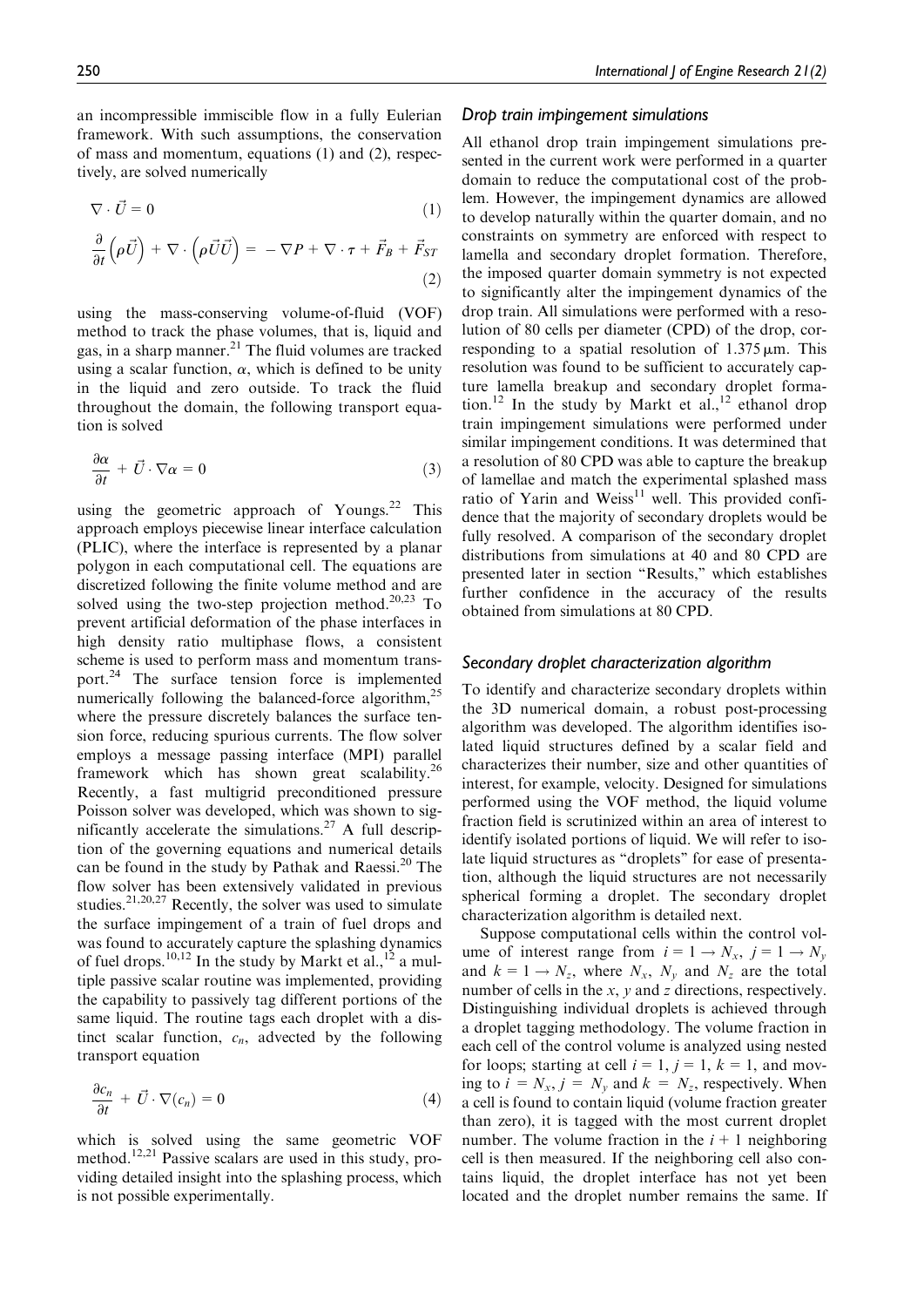an incompressible immiscible flow in a fully Eulerian framework. With such assumptions, the conservation of mass and momentum, equations (1) and (2), respectively, are solved numerically

$$\nabla \cdot \vec{U} = 0 \tag{1}$$

$$\frac{\partial}{\partial t}\left(\rho \vec{U}\right) + \nabla \cdot \left(\rho \vec{U}\vec{U}\right) = -\nabla P + \nabla \cdot \tau + \vec{F}_B + \vec{F}_{ST} \tag{2}$$

using the mass-conserving volume-of-fluid (VOF) method to track the phase volumes, that is, liquid and gas, in a sharp manner.[21] The fluid volumes are tracked using a scalar function, $\alpha$, which is defined to be unity in the liquid and zero outside. To track the fluid throughout the domain, the following transport equation is solved

$$\frac{\partial \alpha}{\partial t} + \vec{U} \cdot \nabla \alpha = 0 \tag{3}$$

using the geometric approach of Youngs.[22] This approach employs piecewise linear interface calculation (PLIC), where the interface is represented by a planar polygon in each computational cell. The equations are discretized following the finite volume method and are solved using the two-step projection method.[20,23] To prevent artificial deformation of the phase interfaces in high density ratio multiphase flows, a consistent scheme is used to perform mass and momentum transport.[24] The surface tension force is implemented numerically following the balanced-force algorithm,[25] where the pressure discretely balances the surface tension force, reducing spurious currents. The flow solver employs a message passing interface (MPI) parallel framework which has shown great scalability.[26] Recently, a fast multigrid preconditioned pressure Poisson solver was developed, which was shown to significantly accelerate the simulations.[27] A full description of the governing equations and numerical details can be found in the study by Pathak and Raessi.[20] The flow solver has been extensively validated in previous studies.[21,20,27] Recently, the solver was used to simulate the surface impingement of a train of fuel drops and was found to accurately capture the splashing dynamics of fuel drops.[10,12] In the study by Markt et al.,[12] a multiple passive scalar routine was implemented, providing the capability to passively tag different portions of the same liquid. The routine tags each droplet with a distinct scalar function, $c_n$, advected by the following transport equation

$$\frac{\partial c_n}{\partial t} + \vec{U} \cdot \nabla (c_n) = 0 \tag{4}$$

which is solved using the same geometric VOF method.[12,21] Passive scalars are used in this study, providing detailed insight into the splashing process, which is not possible experimentally.

### *Drop train impingement simulations*

All ethanol drop train impingement simulations presented in the current work were performed in a quarter domain to reduce the computational cost of the problem. However, the impingement dynamics are allowed to develop naturally within the quarter domain, and no constraints on symmetry are enforced with respect to lamella and secondary droplet formation. Therefore, the imposed quarter domain symmetry is not expected to significantly alter the impingement dynamics of the drop train. All simulations were performed with a resolution of 80 cells per diameter (CPD) of the drop, corresponding to a spatial resolution of 1.375 μm. This resolution was found to be sufficient to accurately capture lamella breakup and secondary droplet formation.[12] In the study by Markt et al.,[12] ethanol drop train impingement simulations were performed under similar impingement conditions. It was determined that a resolution of 80 CPD was able to capture the breakup of lamellae and match the experimental splashed mass ratio of Yarin and Weiss[11] well. This provided confidence that the majority of secondary droplets would be fully resolved. A comparison of the secondary droplet distributions from simulations at 40 and 80 CPD are presented later in section "Results," which establishes further confidence in the accuracy of the results obtained from simulations at 80 CPD.

### *Secondary droplet characterization algorithm*

To identify and characterize secondary droplets within the 3D numerical domain, a robust post-processing algorithm was developed. The algorithm identifies isolated liquid structures defined by a scalar field and characterizes their number, size and other quantities of interest, for example, velocity. Designed for simulations performed using the VOF method, the liquid volume fraction field is scrutinized within an area of interest to identify isolated portions of liquid. We will refer to isolate liquid structures as "droplets" for ease of presentation, although the liquid structures are not necessarily spherical forming a droplet. The secondary droplet characterization algorithm is detailed next.

Suppose computational cells within the control volume of interest range from $i = 1 \rightarrow N_x$, $j = 1 \rightarrow N_y$ and $k = 1 \rightarrow N_z$, where $N_x$, $N_y$ and $N_z$ are the total number of cells in the $x$, $y$ and $z$ directions, respectively. Distinguishing individual droplets is achieved through a droplet tagging methodology. The volume fraction in each cell of the control volume is analyzed using nested for loops; starting at cell $i = 1$, $j = 1$, $k = 1$, and moving to $i = N_x$, $j = N_y$ and $k = N_z$, respectively. When a cell is found to contain liquid (volume fraction greater than zero), it is tagged with the most current droplet number. The volume fraction in the $i + 1$ neighboring cell is then measured. If the neighboring cell also contains liquid, the droplet interface has not yet been located and the droplet number remains the same. If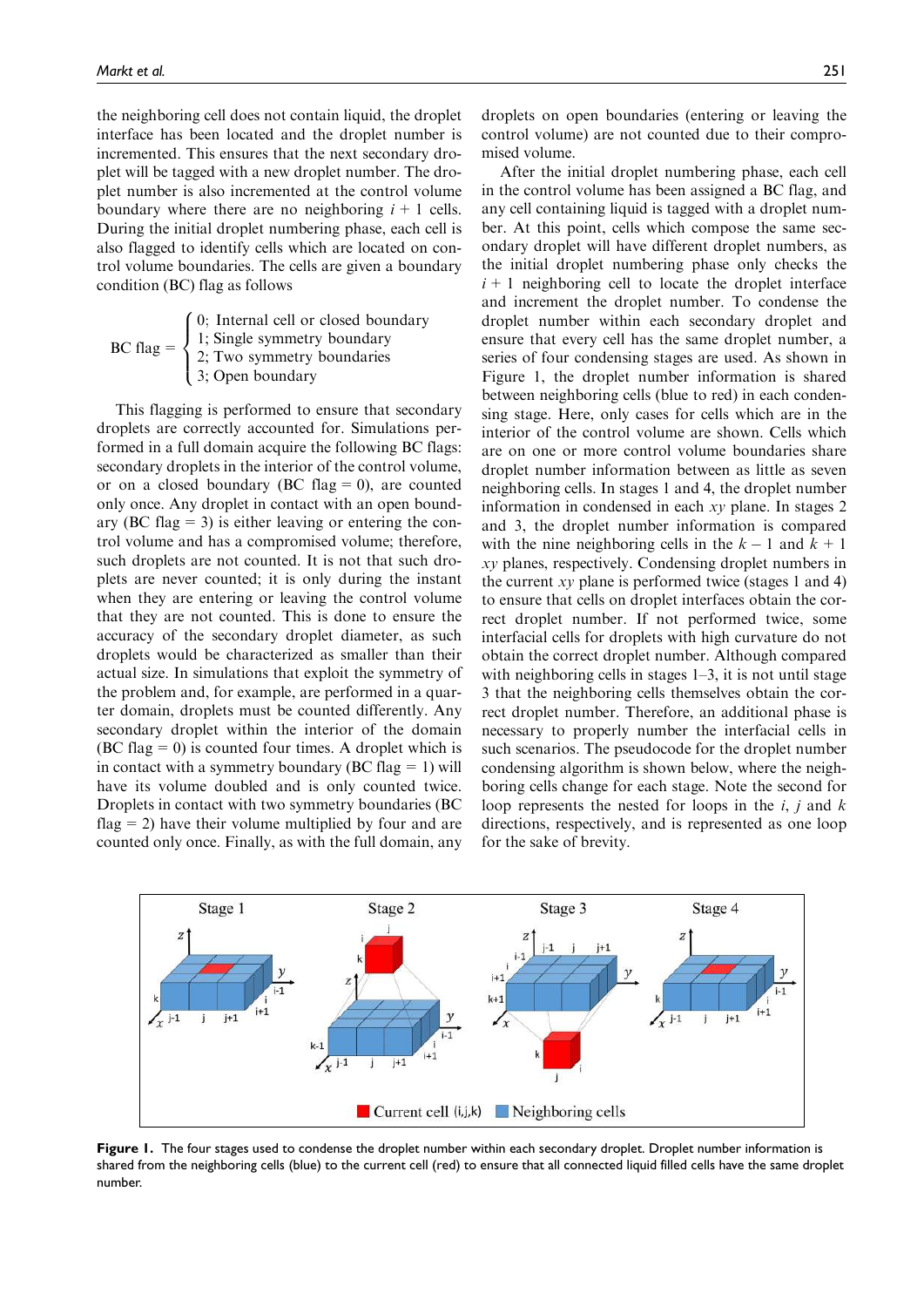the neighboring cell does not contain liquid, the droplet interface has been located and the droplet number is incremented. This ensures that the next secondary droplet will be tagged with a new droplet number. The droplet number is also incremented at the control volume boundary where there are no neighboring $i + 1$ cells. During the initial droplet numbering phase, each cell is also flagged to identify cells which are located on control volume boundaries. The cells are given a boundary condition (BC) flag as follows

$$\text{BC flag} = \begin{cases} 0;\ \text{Internal cell or closed boundary} \\ 1;\ \text{Single symmetry boundary} \\ 2;\ \text{Two symmetry boundaries} \\ 3;\ \text{Open boundary} \end{cases}$$

This flagging is performed to ensure that secondary droplets are correctly accounted for. Simulations performed in a full domain acquire the following BC flags: secondary droplets in the interior of the control volume, or on a closed boundary (BC flag = 0), are counted only once. Any droplet in contact with an open boundary (BC flag = 3) is either leaving or entering the control volume and has a compromised volume; therefore, such droplets are not counted. It is not that such droplets are never counted; it is only during the instant when they are entering or leaving the control volume that they are not counted. This is done to ensure the accuracy of the secondary droplet diameter, as such droplets would be characterized as smaller than their actual size. In simulations that exploit the symmetry of the problem and, for example, are performed in a quarter domain, droplets must be counted differently. Any secondary droplet within the interior of the domain (BC flag = 0) is counted four times. A droplet which is in contact with a symmetry boundary (BC flag = 1) will have its volume doubled and is only counted twice. Droplets in contact with two symmetry boundaries (BC flag = 2) have their volume multiplied by four and are counted only once. Finally, as with the full domain, any droplets on open boundaries (entering or leaving the control volume) are not counted due to their compromised volume.

After the initial droplet numbering phase, each cell in the control volume has been assigned a BC flag, and any cell containing liquid is tagged with a droplet number. At this point, cells which compose the same secondary droplet will have different droplet numbers, as the initial droplet numbering phase only checks the $i + 1$ neighboring cell to locate the droplet interface and increment the droplet number. To condense the droplet number within each secondary droplet and ensure that every cell has the same droplet number, a series of four condensing stages are used. As shown in Figure 1, the droplet number information is shared between neighboring cells (blue to red) in each condensing stage. Here, only cases for cells which are in the interior of the control volume are shown. Cells which are on one or more control volume boundaries share droplet number information between as little as seven neighboring cells. In stages 1 and 4, the droplet number information in condensed in each $xy$ plane. In stages 2 and 3, the droplet number information is compared with the nine neighboring cells in the $k - 1$ and $k + 1$ $xy$ planes, respectively. Condensing droplet numbers in the current $xy$ plane is performed twice (stages 1 and 4) to ensure that cells on droplet interfaces obtain the correct droplet number. If not performed twice, some interfacial cells for droplets with high curvature do not obtain the correct droplet number. Although compared with neighboring cells in stages 1–3, it is not until stage 3 that the neighboring cells themselves obtain the correct droplet number. Therefore, an additional phase is necessary to properly number the interfacial cells in such scenarios. The pseudocode for the droplet number condensing algorithm is shown below, where the neighboring cells change for each stage. Note the second for loop represents the nested for loops in the $i$, $j$ and $k$ directions, respectively, and is represented as one loop for the sake of brevity.

**Figure 1.** The four stages used to condense the droplet number within each secondary droplet. Droplet number information is shared from the neighboring cells (blue) to the current cell (red) to ensure that all connected liquid filled cells have the same droplet number.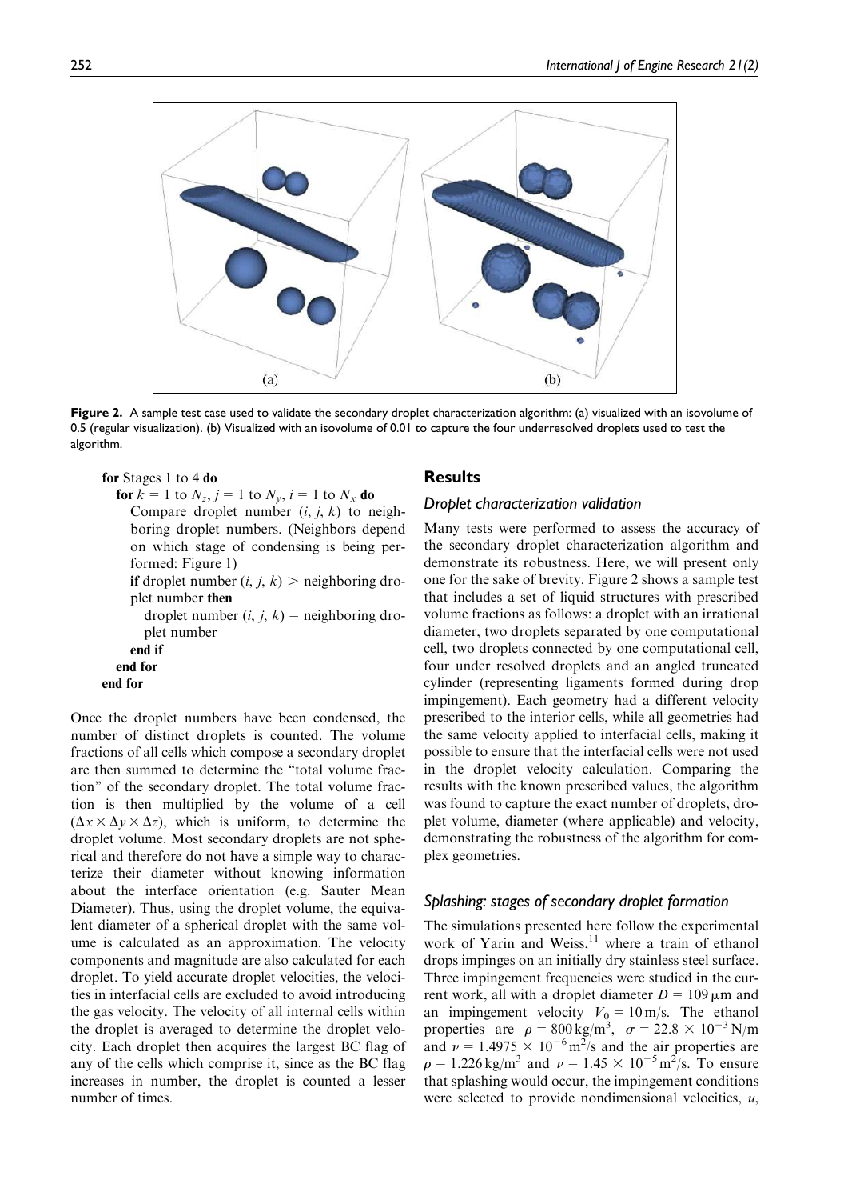**Figure 2.** A sample test case used to validate the secondary droplet characterization algorithm: (a) visualized with an isovolume of 0.5 (regular visualization). (b) Visualized with an isovolume of 0.01 to capture the four underresolved droplets used to test the algorithm.

```
for Stages 1 to 4 do
  for k = 1 to N_z, j = 1 to N_y, i = 1 to N_x do
    Compare droplet number (i, j, k) to neighboring droplet numbers. (Neighbors depend
    on which stage of condensing is being performed: Figure 1)
    if droplet number (i, j, k) > neighboring droplet number then
      droplet number (i, j, k) = neighboring droplet number
    end if
  end for
end for
```

Once the droplet numbers have been condensed, the number of distinct droplets is counted. The volume fractions of all cells which compose a secondary droplet are then summed to determine the "total volume fraction" of the secondary droplet. The total volume fraction is then multiplied by the volume of a cell ($\Delta x \times \Delta y \times \Delta z$), which is uniform, to determine the droplet volume. Most secondary droplets are not spherical and therefore do not have a simple way to characterize their diameter without knowing information about the interface orientation (e.g. Sauter Mean Diameter). Thus, using the droplet volume, the equivalent diameter of a spherical droplet with the same volume is calculated as an approximation. The velocity components and magnitude are also calculated for each droplet. To yield accurate droplet velocities, the velocities in interfacial cells are excluded to avoid introducing the gas velocity. The velocity of all internal cells within the droplet is averaged to determine the droplet velocity. Each droplet then acquires the largest BC flag of any of the cells which comprise it, since as the BC flag increases in number, the droplet is counted a lesser number of times.

## Results

### Droplet characterization validation

Many tests were performed to assess the accuracy of the secondary droplet characterization algorithm and demonstrate its robustness. Here, we will present only one for the sake of brevity. Figure 2 shows a sample test that includes a set of liquid structures with prescribed volume fractions as follows: a droplet with an irrational diameter, two droplets separated by one computational cell, two droplets connected by one computational cell, four under resolved droplets and an angled truncated cylinder (representing ligaments formed during drop impingement). Each geometry had a different velocity prescribed to the interior cells, while all geometries had the same velocity applied to interfacial cells, making it possible to ensure that the interfacial cells were not used in the droplet velocity calculation. Comparing the results with the known prescribed values, the algorithm was found to capture the exact number of droplets, droplet volume, diameter (where applicable) and velocity, demonstrating the robustness of the algorithm for complex geometries.

### Splashing: stages of secondary droplet formation

The simulations presented here follow the experimental work of Yarin and Weiss,[11] where a train of ethanol drops impinges on an initially dry stainless steel surface. Three impingement frequencies were studied in the current work, all with a droplet diameter $D = 109\,\mu\text{m}$ and an impingement velocity $V_0 = 10\,\text{m/s}$. The ethanol properties are $\rho = 800\,\text{kg/m}^3$, $\sigma = 22.8 \times 10^{-3}\,\text{N/m}$ and $\nu = 1.4975 \times 10^{-6}\,\text{m}^2\text{/s}$ and the air properties are $\rho = 1.226\,\text{kg/m}^3$ and $\nu = 1.45 \times 10^{-5}\,\text{m}^2\text{/s}$. To ensure that splashing would occur, the impingement conditions were selected to provide nondimensional velocities, $u$,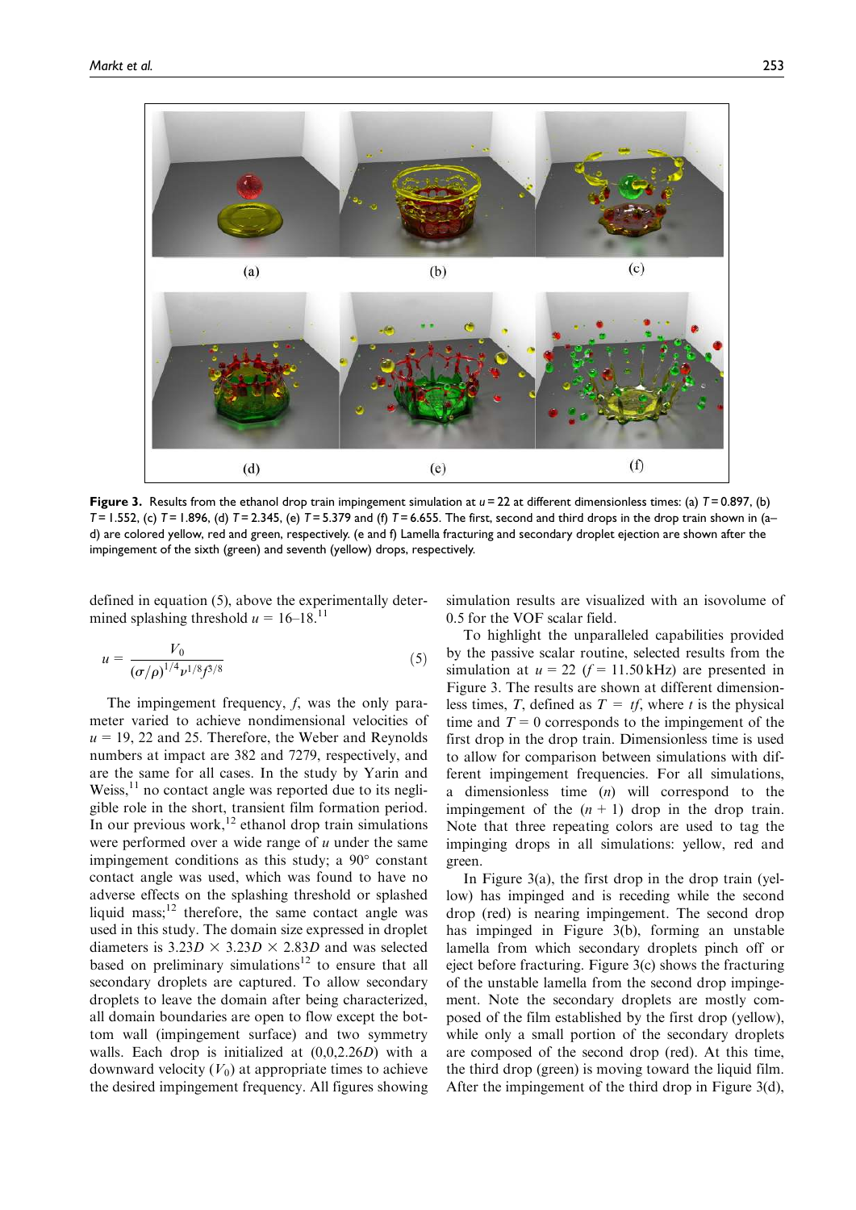**Figure 3.** Results from the ethanol drop train impingement simulation at $u = 22$ at different dimensionless times: (a) $T = 0.897$, (b) $T = 1.552$, (c) $T = 1.896$, (d) $T = 2.345$, (e) $T = 5.379$ and (f) $T = 6.655$. The first, second and third drops in the drop train shown in (a–d) are colored yellow, red and green, respectively. (e and f) Lamella fracturing and secondary droplet ejection are shown after the impingement of the sixth (green) and seventh (yellow) drops, respectively.

defined in equation (5), above the experimentally determined splashing threshold $u = 16$–$18$.[11]

$$u = \frac{V_0}{(\sigma/\rho)^{1/4}\nu^{1/8}f^{3/8}} \tag{5}$$

The impingement frequency, $f$, was the only parameter varied to achieve nondimensional velocities of $u = 19$, 22 and 25. Therefore, the Weber and Reynolds numbers at impact are 382 and 7279, respectively, and are the same for all cases. In the study by Yarin and Weiss,[11] no contact angle was reported due to its negligible role in the short, transient film formation period. In our previous work,[12] ethanol drop train simulations were performed over a wide range of $u$ under the same impingement conditions as this study; a 90° constant contact angle was used, which was found to have no adverse effects on the splashing threshold or splashed liquid mass;[12] therefore, the same contact angle was used in this study. The domain size expressed in droplet diameters is $3.23D \times 3.23D \times 2.83D$ and was selected based on preliminary simulations[12] to ensure that all secondary droplets are captured. To allow secondary droplets to leave the domain after being characterized, all domain boundaries are open to flow except the bottom wall (impingement surface) and two symmetry walls. Each drop is initialized at $(0,0,2.26D)$ with a downward velocity ($V_0$) at appropriate times to achieve the desired impingement frequency. All figures showing simulation results are visualized with an isovolume of 0.5 for the VOF scalar field.

To highlight the unparalleled capabilities provided by the passive scalar routine, selected results from the simulation at $u = 22$ ($f = 11.50$ kHz) are presented in Figure 3. The results are shown at different dimensionless times, $T$, defined as $T = tf$, where $t$ is the physical time and $T = 0$ corresponds to the impingement of the first drop in the drop train. Dimensionless time is used to allow for comparison between simulations with different impingement frequencies. For all simulations, a dimensionless time ($n$) will correspond to the impingement of the ($n + 1$) drop in the drop train. Note that three repeating colors are used to tag the impinging drops in all simulations: yellow, red and green.

In Figure 3(a), the first drop in the drop train (yellow) has impinged and is receding while the second drop (red) is nearing impingement. The second drop has impinged in Figure 3(b), forming an unstable lamella from which secondary droplets pinch off or eject before fracturing. Figure 3(c) shows the fracturing of the unstable lamella from the second drop impingement. Note the secondary droplets are mostly composed of the film established by the first drop (yellow), while only a small portion of the secondary droplets are composed of the second drop (red). At this time, the third drop (green) is moving toward the liquid film. After the impingement of the third drop in Figure 3(d),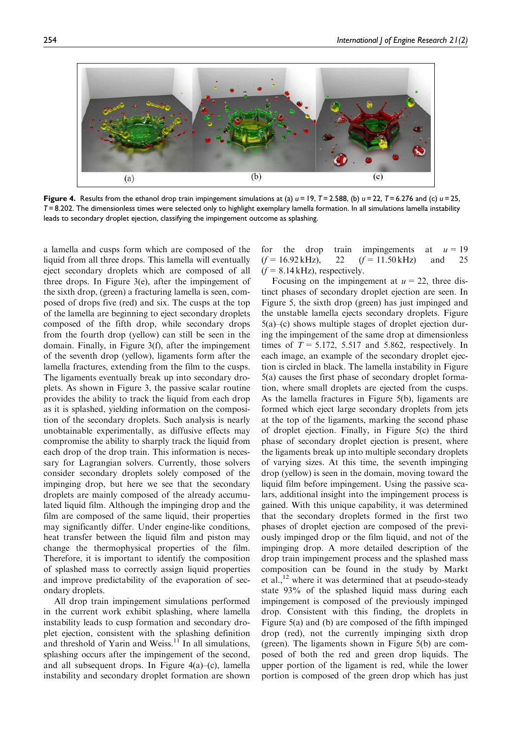**Figure 4.** Results from the ethanol drop train impingement simulations at (a) $u = 19$, $T = 2.588$, (b) $u = 22$, $T = 6.276$ and (c) $u = 25$, $T = 8.202$. The dimensionless times were selected only to highlight exemplary lamella formation. In all simulations lamella instability leads to secondary droplet ejection, classifying the impingement outcome as splashing.

a lamella and cusps form which are composed of the liquid from all three drops. This lamella will eventually eject secondary droplets which are composed of all three drops. In Figure 3(e), after the impingement of the sixth drop, (green) a fracturing lamella is seen, composed of drops five (red) and six. The cusps at the top of the lamella are beginning to eject secondary droplets composed of the fifth drop, while secondary drops from the fourth drop (yellow) can still be seen in the domain. Finally, in Figure 3(f), after the impingement of the seventh drop (yellow), ligaments form after the lamella fractures, extending from the film to the cusps. The ligaments eventually break up into secondary droplets. As shown in Figure 3, the passive scalar routine provides the ability to track the liquid from each drop as it is splashed, yielding information on the composition of the secondary droplets. Such analysis is nearly unobtainable experimentally, as diffusive effects may compromise the ability to sharply track the liquid from each drop of the drop train. This information is necessary for Lagrangian solvers. Currently, those solvers consider secondary droplets solely composed of the impinging drop, but here we see that the secondary droplets are mainly composed of the already accumulated liquid film. Although the impinging drop and the film are composed of the same liquid, their properties may significantly differ. Under engine-like conditions, heat transfer between the liquid film and piston may change the thermophysical properties of the film. Therefore, it is important to identify the composition of splashed mass to correctly assign liquid properties and improve predictability of the evaporation of secondary droplets.

All drop train impingement simulations performed in the current work exhibit splashing, where lamella instability leads to cusp formation and secondary droplet ejection, consistent with the splashing definition and threshold of Yarin and Weiss.[11] In all simulations, splashing occurs after the impingement of the second, and all subsequent drops. In Figure 4(a)–(c), lamella instability and secondary droplet formation are shown for the drop train impingements at $u = 19$ ($f = 16.92$ kHz), 22 ($f = 11.50$ kHz) and 25 ($f = 8.14$ kHz), respectively.

Focusing on the impingement at $u = 22$, three distinct phases of secondary droplet ejection are seen. In Figure 5, the sixth drop (green) has just impinged and the unstable lamella ejects secondary droplets. Figure 5(a)–(c) shows multiple stages of droplet ejection during the impingement of the same drop at dimensionless times of $T = 5.172$, 5.517 and 5.862, respectively. In each image, an example of the secondary droplet ejection is circled in black. The lamella instability in Figure 5(a) causes the first phase of secondary droplet formation, where small droplets are ejected from the cusps. As the lamella fractures in Figure 5(b), ligaments are formed which eject large secondary droplets from jets at the top of the ligaments, marking the second phase of droplet ejection. Finally, in Figure 5(c) the third phase of secondary droplet ejection is present, where the ligaments break up into multiple secondary droplets of varying sizes. At this time, the seventh impinging drop (yellow) is seen in the domain, moving toward the liquid film before impingement. Using the passive scalars, additional insight into the impingement process is gained. With this unique capability, it was determined that the secondary droplets formed in the first two phases of droplet ejection are composed of the previously impinged drop or the film liquid, and not of the impinging drop. A more detailed description of the drop train impingement process and the splashed mass composition can be found in the study by Markt et al.,[12] where it was determined that at pseudo-steady state 93% of the splashed liquid mass during each impingement is composed of the previously impinged drop. Consistent with this finding, the droplets in Figure 5(a) and (b) are composed of the fifth impinged drop (red), not the currently impinging sixth drop (green). The ligaments shown in Figure 5(b) are composed of both the red and green drop liquids. The upper portion of the ligament is red, while the lower portion is composed of the green drop which has just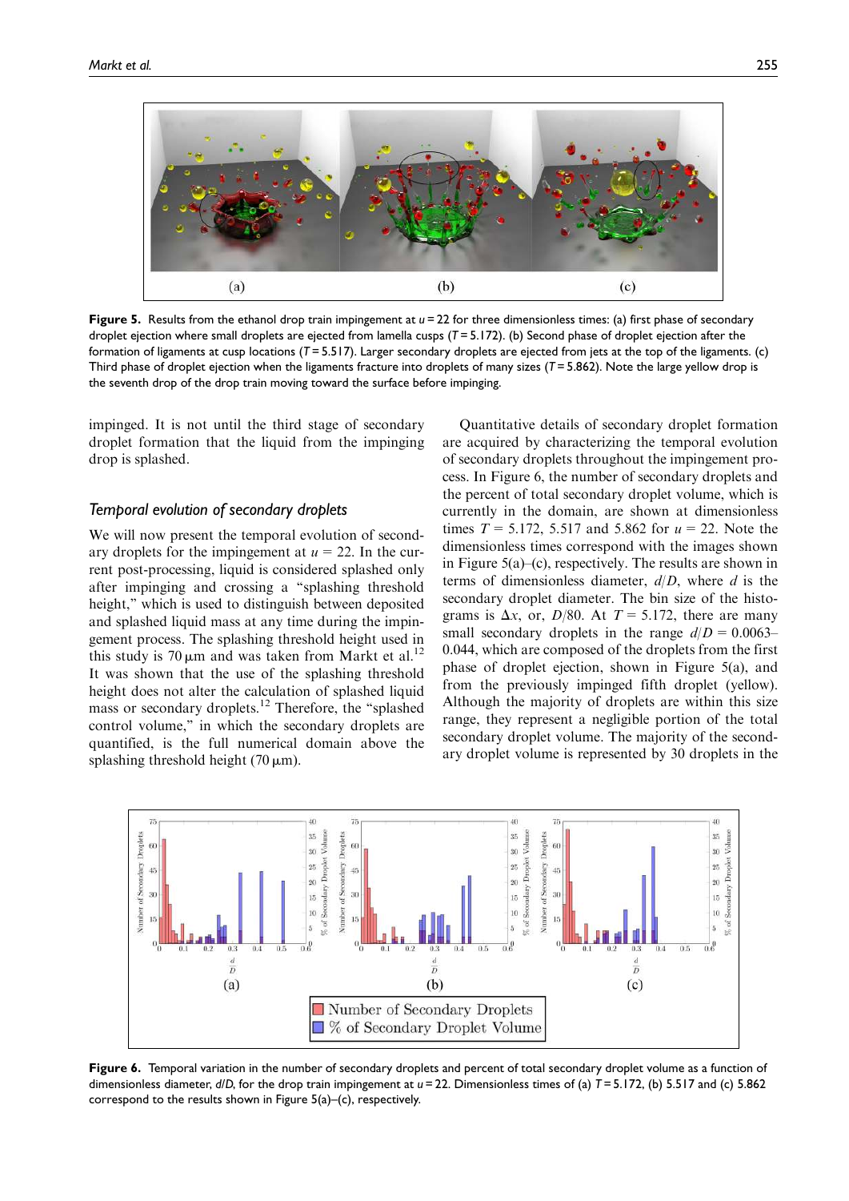Figure 5. Results from the ethanol drop train impingement at $u = 22$ for three dimensionless times: (a) first phase of secondary droplet ejection where small droplets are ejected from lamella cusps ($T = 5.172$). (b) Second phase of droplet ejection after the formation of ligaments at cusp locations ($T = 5.517$). Larger secondary droplets are ejected from jets at the top of the ligaments. (c) Third phase of droplet ejection when the ligaments fracture into droplets of many sizes ($T = 5.862$). Note the large yellow drop is the seventh drop of the drop train moving toward the surface before impinging.

impinged. It is not until the third stage of secondary droplet formation that the liquid from the impinging drop is splashed.

### *Temporal evolution of secondary droplets*

We will now present the temporal evolution of secondary droplets for the impingement at $u = 22$. In the current post-processing, liquid is considered splashed only after impinging and crossing a "splashing threshold height," which is used to distinguish between deposited and splashed liquid mass at any time during the impingement process. The splashing threshold height used in this study is 70 μm and was taken from Markt et al.[12] It was shown that the use of the splashing threshold height does not alter the calculation of splashed liquid mass or secondary droplets.[12] Therefore, the "splashed control volume," in which the secondary droplets are quantified, is the full numerical domain above the splashing threshold height (70 μm).

Quantitative details of secondary droplet formation are acquired by characterizing the temporal evolution of secondary droplets throughout the impingement process. In Figure 6, the number of secondary droplets and the percent of total secondary droplet volume, which is currently in the domain, are shown at dimensionless times $T = 5.172$, 5.517 and 5.862 for $u = 22$. Note the dimensionless times correspond with the images shown in Figure 5(a)–(c), respectively. The results are shown in terms of dimensionless diameter, $d/D$, where $d$ is the secondary droplet diameter. The bin size of the histograms is $\Delta x$, or, $D/80$. At $T = 5.172$, there are many small secondary droplets in the range $d/D = 0.0063$–0.044, which are composed of the droplets from the first phase of droplet ejection, shown in Figure 5(a), and from the previously impinged fifth droplet (yellow). Although the majority of droplets are within this size range, they represent a negligible portion of the total secondary droplet volume. The majority of the secondary droplet volume is represented by 30 droplets in the

Figure 6. Temporal variation in the number of secondary droplets and percent of total secondary droplet volume as a function of dimensionless diameter, $d/D$, for the drop train impingement at $u = 22$. Dimensionless times of (a) $T = 5.172$, (b) 5.517 and (c) 5.862 correspond to the results shown in Figure 5(a)–(c), respectively.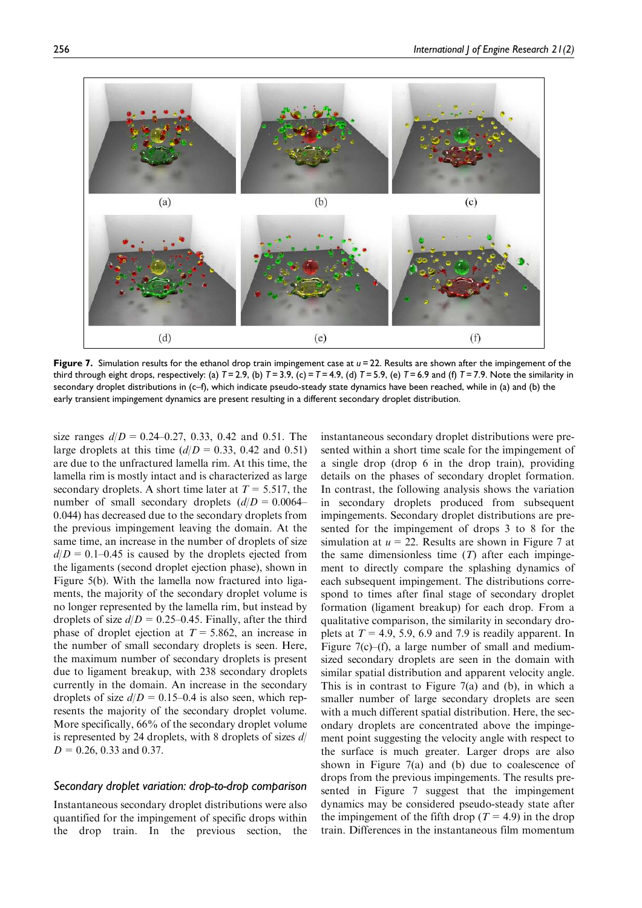**Figure 7.** Simulation results for the ethanol drop train impingement case at $u = 22$. Results are shown after the impingement of the third through eight drops, respectively: (a) $T = 2.9$, (b) $T = 3.9$, (c) = $T = 4.9$, (d) $T = 5.9$, (e) $T = 6.9$ and (f) $T = 7.9$. Note the similarity in secondary droplet distributions in (c–f), which indicate pseudo-steady state dynamics have been reached, while in (a) and (b) the early transient impingement dynamics are present resulting in a different secondary droplet distribution.

size ranges $d/D$ = 0.24–0.27, 0.33, 0.42 and 0.51. The large droplets at this time ($d/D$ = 0.33, 0.42 and 0.51) are due to the unfractured lamella rim. At this time, the lamella rim is mostly intact and is characterized as large secondary droplets. A short time later at $T$ = 5.517, the number of small secondary droplets ($d/D$ = 0.0064–0.044) has decreased due to the secondary droplets from the previous impingement leaving the domain. At the same time, an increase in the number of droplets of size $d/D$ = 0.1–0.45 is caused by the droplets ejected from the ligaments (second droplet ejection phase), shown in Figure 5(b). With the lamella now fractured into ligaments, the majority of the secondary droplet volume is no longer represented by the lamella rim, but instead by droplets of size $d/D$ = 0.25–0.45. Finally, after the third phase of droplet ejection at $T$ = 5.862, an increase in the number of small secondary droplets is seen. Here, the maximum number of secondary droplets is present due to ligament breakup, with 238 secondary droplets currently in the domain. An increase in the secondary droplets of size $d/D$ = 0.15–0.4 is also seen, which represents the majority of the secondary droplet volume. More specifically, 66% of the secondary droplet volume is represented by 24 droplets, with 8 droplets of sizes $d/D$ = 0.26, 0.33 and 0.37.

### *Secondary droplet variation: drop-to-drop comparison*

Instantaneous secondary droplet distributions were also quantified for the impingement of specific drops within the drop train. In the previous section, the instantaneous secondary droplet distributions were presented within a short time scale for the impingement of a single drop (drop 6 in the drop train), providing details on the phases of secondary droplet formation. In contrast, the following analysis shows the variation in secondary droplets produced from subsequent impingements. Secondary droplet distributions are presented for the impingement of drops 3 to 8 for the simulation at $u$ = 22. Results are shown in Figure 7 at the same dimensionless time ($T$) after each impingement to directly compare the splashing dynamics of each subsequent impingement. The distributions correspond to times after final stage of secondary droplet formation (ligament breakup) for each drop. From a qualitative comparison, the similarity in secondary droplets at $T$ = 4.9, 5.9, 6.9 and 7.9 is readily apparent. In Figure 7(c)–(f), a large number of small and medium-sized secondary droplets are seen in the domain with similar spatial distribution and apparent velocity angle. This is in contrast to Figure 7(a) and (b), in which a smaller number of large secondary droplets are seen with a much different spatial distribution. Here, the secondary droplets are concentrated above the impingement point suggesting the velocity angle with respect to the surface is much greater. Larger drops are also shown in Figure 7(a) and (b) due to coalescence of drops from the previous impingements. The results presented in Figure 7 suggest that the impingement dynamics may be considered pseudo-steady state after the impingement of the fifth drop ($T$ = 4.9) in the drop train. Differences in the instantaneous film momentum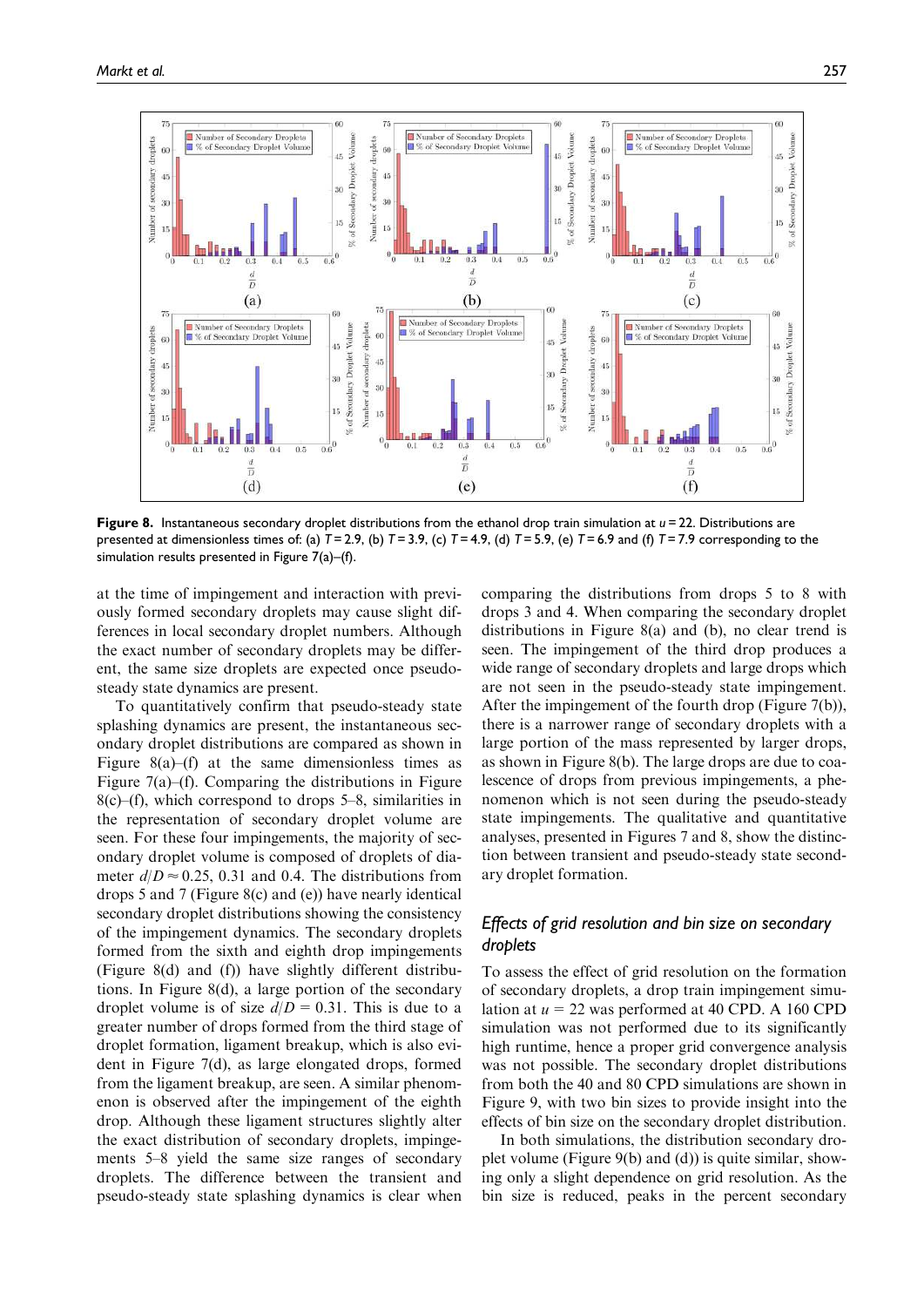**Figure 8.** Instantaneous secondary droplet distributions from the ethanol drop train simulation at $u = 22$. Distributions are presented at dimensionless times of: (a) $T = 2.9$, (b) $T = 3.9$, (c) $T = 4.9$, (d) $T = 5.9$, (e) $T = 6.9$ and (f) $T = 7.9$ corresponding to the simulation results presented in Figure 7(a)–(f).

at the time of impingement and interaction with previously formed secondary droplets may cause slight differences in local secondary droplet numbers. Although the exact number of secondary droplets may be different, the same size droplets are expected once pseudo-steady state dynamics are present.

To quantitatively confirm that pseudo-steady state splashing dynamics are present, the instantaneous secondary droplet distributions are compared as shown in Figure 8(a)–(f) at the same dimensionless times as Figure 7(a)–(f). Comparing the distributions in Figure 8(c)–(f), which correspond to drops 5–8, similarities in the representation of secondary droplet volume are seen. For these four impingements, the majority of secondary droplet volume is composed of droplets of diameter $d/D \approx 0.25$, 0.31 and 0.4. The distributions from drops 5 and 7 (Figure 8(c) and (e)) have nearly identical secondary droplet distributions showing the consistency of the impingement dynamics. The secondary droplets formed from the sixth and eighth drop impingements (Figure 8(d) and (f)) have slightly different distributions. In Figure 8(d), a large portion of the secondary droplet volume is of size $d/D = 0.31$. This is due to a greater number of drops formed from the third stage of droplet formation, ligament breakup, which is also evident in Figure 7(d), as large elongated drops, formed from the ligament breakup, are seen. A similar phenomenon is observed after the impingement of the eighth drop. Although these ligament structures slightly alter the exact distribution of secondary droplets, impingements 5–8 yield the same size ranges of secondary droplets. The difference between the transient and pseudo-steady state splashing dynamics is clear when comparing the distributions from drops 5 to 8 with drops 3 and 4. When comparing the secondary droplet distributions in Figure 8(a) and (b), no clear trend is seen. The impingement of the third drop produces a wide range of secondary droplets and large drops which are not seen in the pseudo-steady state impingement. After the impingement of the fourth drop (Figure 7(b)), there is a narrower range of secondary droplets with a large portion of the mass represented by larger drops, as shown in Figure 8(b). The large drops are due to coalescence of drops from previous impingements, a phenomenon which is not seen during the pseudo-steady state impingements. The qualitative and quantitative analyses, presented in Figures 7 and 8, show the distinction between transient and pseudo-steady state secondary droplet formation.

## *Effects of grid resolution and bin size on secondary droplets*

To assess the effect of grid resolution on the formation of secondary droplets, a drop train impingement simulation at $u = 22$ was performed at 40 CPD. A 160 CPD simulation was not performed due to its significantly high runtime, hence a proper grid convergence analysis was not possible. The secondary droplet distributions from both the 40 and 80 CPD simulations are shown in Figure 9, with two bin sizes to provide insight into the effects of bin size on the secondary droplet distribution.

In both simulations, the distribution secondary droplet volume (Figure 9(b) and (d)) is quite similar, showing only a slight dependence on grid resolution. As the bin size is reduced, peaks in the percent secondary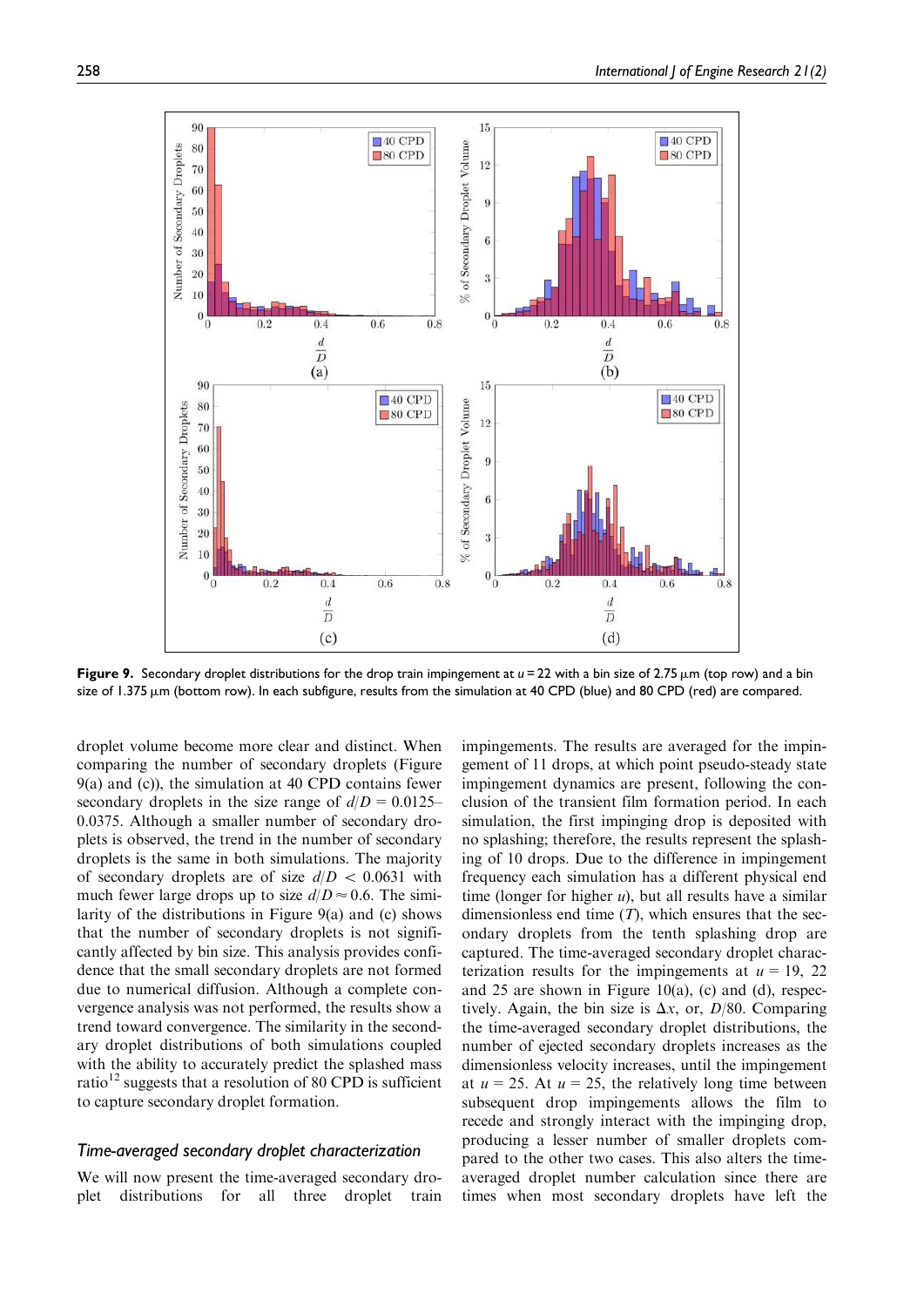**Figure 9.** Secondary droplet distributions for the drop train impingement at $u = 22$ with a bin size of 2.75 μm (top row) and a bin size of 1.375 μm (bottom row). In each subfigure, results from the simulation at 40 CPD (blue) and 80 CPD (red) are compared.

droplet volume become more clear and distinct. When comparing the number of secondary droplets (Figure 9(a) and (c)), the simulation at 40 CPD contains fewer secondary droplets in the size range of $d/D = 0.0125$–$0.0375$. Although a smaller number of secondary droplets is observed, the trend in the number of secondary droplets is the same in both simulations. The majority of secondary droplets are of size $d/D < 0.0631$ with much fewer large drops up to size $d/D \approx 0.6$. The similarity of the distributions in Figure 9(a) and (c) shows that the number of secondary droplets is not significantly affected by bin size. This analysis provides confidence that the small secondary droplets are not formed due to numerical diffusion. Although a complete convergence analysis was not performed, the results show a trend toward convergence. The similarity in the secondary droplet distributions of both simulations coupled with the ability to accurately predict the splashed mass ratio[12] suggests that a resolution of 80 CPD is sufficient to capture secondary droplet formation.

## Time-averaged secondary droplet characterization

We will now present the time-averaged secondary droplet distributions for all three droplet train impingements. The results are averaged for the impingement of 11 drops, at which point pseudo-steady state impingement dynamics are present, following the conclusion of the transient film formation period. In each simulation, the first impinging drop is deposited with no splashing; therefore, the results represent the splashing of 10 drops. Due to the difference in impingement frequency each simulation has a different physical end time (longer for higher $u$), but all results have a similar dimensionless end time ($T$), which ensures that the secondary droplets from the tenth splashing drop are captured. The time-averaged secondary droplet characterization results for the impingements at $u = 19$, 22 and 25 are shown in Figure 10(a), (c) and (d), respectively. Again, the bin size is $\Delta x$, or, $D/80$. Comparing the time-averaged secondary droplet distributions, the number of ejected secondary droplets increases as the dimensionless velocity increases, until the impingement at $u = 25$. At $u = 25$, the relatively long time between subsequent drop impingements allows the film to recede and strongly interact with the impinging drop, producing a lesser number of smaller droplets compared to the other two cases. This also alters the time-averaged droplet number calculation since there are times when most secondary droplets have left the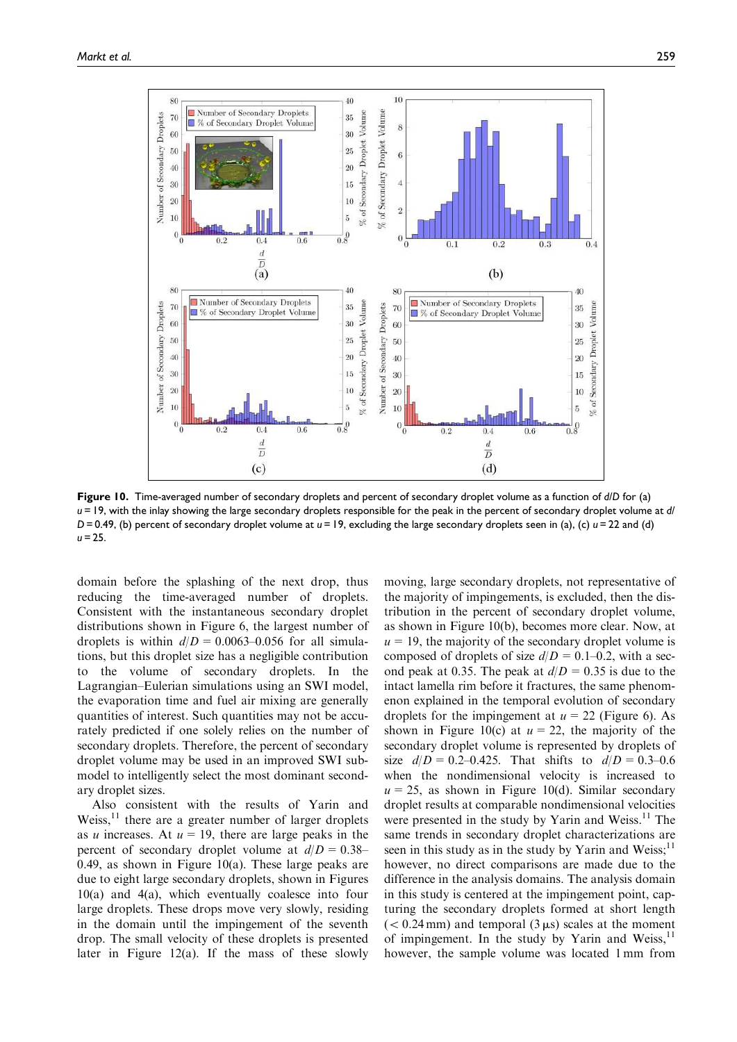Figure 10. Time-averaged number of secondary droplets and percent of secondary droplet volume as a function of $d/D$ for (a) $u = 19$, with the inlay showing the large secondary droplets responsible for the peak in the percent of secondary droplet volume at $d/D = 0.49$, (b) percent of secondary droplet volume at $u = 19$, excluding the large secondary droplets seen in (a), (c) $u = 22$ and (d) $u = 25$.

domain before the splashing of the next drop, thus reducing the time-averaged number of droplets. Consistent with the instantaneous secondary droplet distributions shown in Figure 6, the largest number of droplets is within $d/D = 0.0063$–$0.056$ for all simulations, but this droplet size has a negligible contribution to the volume of secondary droplets. In the Lagrangian–Eulerian simulations using an SWI model, the evaporation time and fuel air mixing are generally quantities of interest. Such quantities may not be accurately predicted if one solely relies on the number of secondary droplets. Therefore, the percent of secondary droplet volume may be used in an improved SWI submodel to intelligently select the most dominant secondary droplet sizes.

Also consistent with the results of Yarin and Weiss,[11] there are a greater number of larger droplets as $u$ increases. At $u = 19$, there are large peaks in the percent of secondary droplet volume at $d/D = 0.38$–$0.49$, as shown in Figure 10(a). These large peaks are due to eight large secondary droplets, shown in Figures 10(a) and 4(a), which eventually coalesce into four large droplets. These drops move very slowly, residing in the domain until the impingement of the seventh drop. The small velocity of these droplets is presented later in Figure 12(a). If the mass of these slowly moving, large secondary droplets, not representative of the majority of impingements, is excluded, then the distribution in the percent of secondary droplet volume, as shown in Figure 10(b), becomes more clear. Now, at $u = 19$, the majority of the secondary droplet volume is composed of droplets of size $d/D = 0.1$–$0.2$, with a second peak at 0.35. The peak at $d/D = 0.35$ is due to the intact lamella rim before it fractures, the same phenomenon explained in the temporal evolution of secondary droplets for the impingement at $u = 22$ (Figure 6). As shown in Figure 10(c) at $u = 22$, the majority of the secondary droplet volume is represented by droplets of size $d/D = 0.2$–$0.425$. That shifts to $d/D = 0.3$–$0.6$ when the nondimensional velocity is increased to $u = 25$, as shown in Figure 10(d). Similar secondary droplet results at comparable nondimensional velocities were presented in the study by Yarin and Weiss.[11] The same trends in secondary droplet characterizations are seen in this study as in the study by Yarin and Weiss;[11] however, no direct comparisons are made due to the difference in the analysis domains. The analysis domain in this study is centered at the impingement point, capturing the secondary droplets formed at short length ($< 0.24$ mm) and temporal (3 μs) scales at the moment of impingement. In the study by Yarin and Weiss,[11] however, the sample volume was located 1 mm from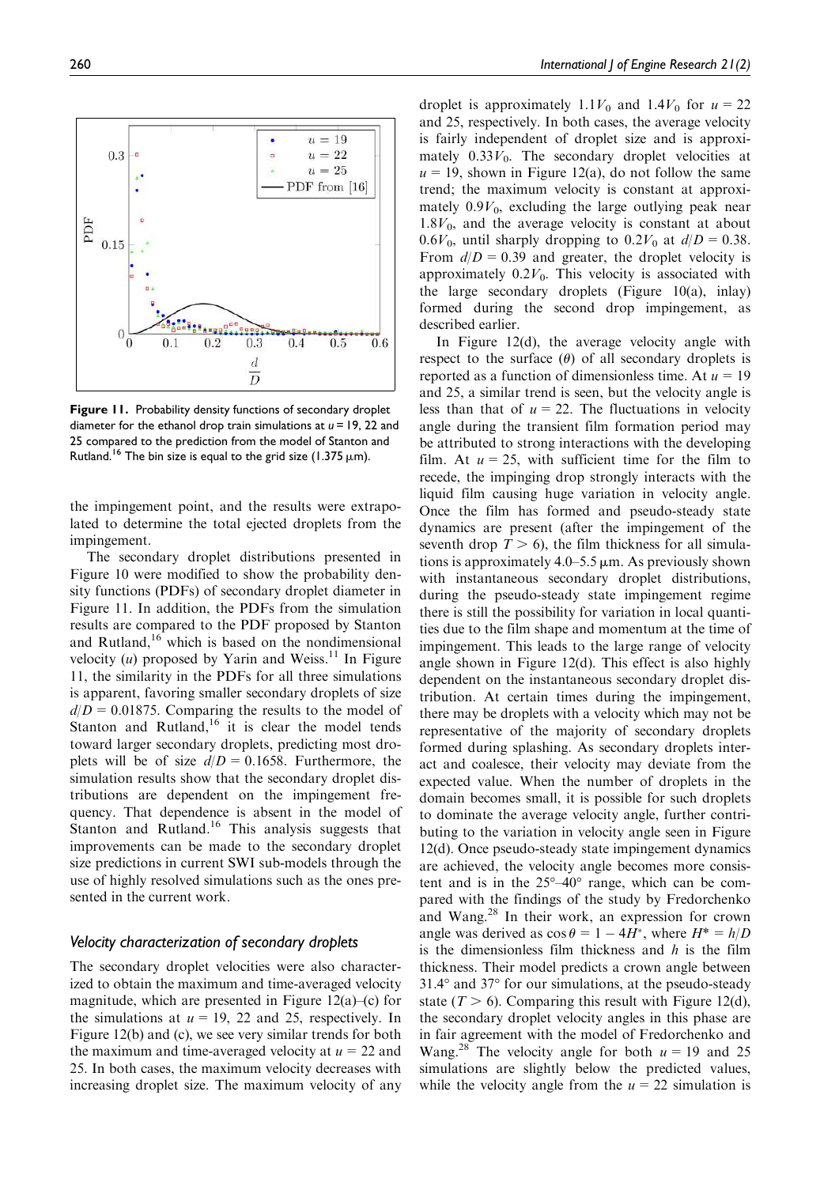Figure 11. Probability density functions of secondary droplet diameter for the ethanol drop train simulations at $u = 19$, 22 and 25 compared to the prediction from the model of Stanton and Rutland.[16] The bin size is equal to the grid size (1.375 μm).

the impingement point, and the results were extrapolated to determine the total ejected droplets from the impingement.

The secondary droplet distributions presented in Figure 10 were modified to show the probability density functions (PDFs) of secondary droplet diameter in Figure 11. In addition, the PDFs from the simulation results are compared to the PDF proposed by Stanton and Rutland,[16] which is based on the nondimensional velocity ($u$) proposed by Yarin and Weiss.[11] In Figure 11, the similarity in the PDFs for all three simulations is apparent, favoring smaller secondary droplets of size $d/D = 0.01875$. Comparing the results to the model of Stanton and Rutland,[16] it is clear the model tends toward larger secondary droplets, predicting most droplets will be of size $d/D = 0.1658$. Furthermore, the simulation results show that the secondary droplet distributions are dependent on the impingement frequency. That dependence is absent in the model of Stanton and Rutland.[16] This analysis suggests that improvements can be made to the secondary droplet size predictions in current SWI sub-models through the use of highly resolved simulations such as the ones presented in the current work.

### *Velocity characterization of secondary droplets*

The secondary droplet velocities were also characterized to obtain the maximum and time-averaged velocity magnitude, which are presented in Figure 12(a)–(c) for the simulations at $u = 19$, 22 and 25, respectively. In Figure 12(b) and (c), we see very similar trends for both the maximum and time-averaged velocity at $u = 22$ and 25. In both cases, the maximum velocity decreases with increasing droplet size. The maximum velocity of any droplet is approximately $1.1V_0$ and $1.4V_0$ for $u = 22$ and 25, respectively. In both cases, the average velocity is fairly independent of droplet size and is approximately $0.33V_0$. The secondary droplet velocities at $u = 19$, shown in Figure 12(a), do not follow the same trend; the maximum velocity is constant at approximately $0.9V_0$, excluding the large outlying peak near $1.8V_0$, and the average velocity is constant at about $0.6V_0$, until sharply dropping to $0.2V_0$ at $d/D = 0.38$. From $d/D = 0.39$ and greater, the droplet velocity is approximately $0.2V_0$. This velocity is associated with the large secondary droplets (Figure 10(a), inlay) formed during the second drop impingement, as described earlier.

In Figure 12(d), the average velocity angle with respect to the surface ($\theta$) of all secondary droplets is reported as a function of dimensionless time. At $u = 19$ and 25, a similar trend is seen, but the velocity angle is less than that of $u = 22$. The fluctuations in velocity angle during the transient film formation period may be attributed to strong interactions with the developing film. At $u = 25$, with sufficient time for the film to recede, the impinging drop strongly interacts with the liquid film causing huge variation in velocity angle. Once the film has formed and pseudo-steady state dynamics are present (after the impingement of the seventh drop $T > 6$), the film thickness for all simulations is approximately 4.0–5.5 μm. As previously shown with instantaneous secondary droplet distributions, during the pseudo-steady state impingement regime there is still the possibility for variation in local quantities due to the film shape and momentum at the time of impingement. This leads to the large range of velocity angle shown in Figure 12(d). This effect is also highly dependent on the instantaneous secondary droplet distribution. At certain times during the impingement, there may be droplets with a velocity which may not be representative of the majority of secondary droplets formed during splashing. As secondary droplets interact and coalesce, their velocity may deviate from the expected value. When the number of droplets in the domain becomes small, it is possible for such droplets to dominate the average velocity angle, further contributing to the variation in velocity angle seen in Figure 12(d). Once pseudo-steady state impingement dynamics are achieved, the velocity angle becomes more consistent and is in the 25°–40° range, which can be compared with the findings of the study by Fredorchenko and Wang.[28] In their work, an expression for crown angle was derived as $\cos\theta = 1 - 4H^*$, where $H^* = h/D$ is the dimensionless film thickness and $h$ is the film thickness. Their model predicts a crown angle between 31.4° and 37° for our simulations, at the pseudo-steady state ($T > 6$). Comparing this result with Figure 12(d), the secondary droplet velocity angles in this phase are in fair agreement with the model of Fredorchenko and Wang.[28] The velocity angle for both $u = 19$ and 25 simulations are slightly below the predicted values, while the velocity angle from the $u = 22$ simulation is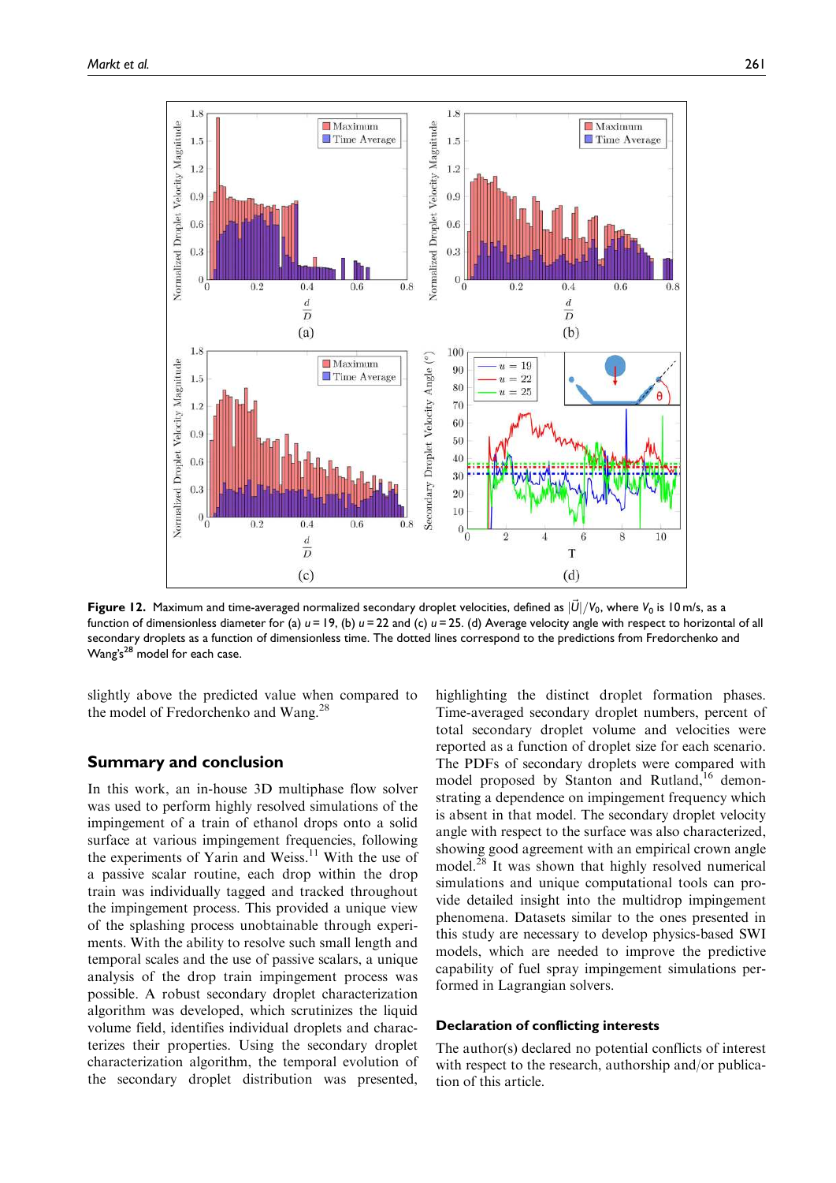**Figure 12.** Maximum and time-averaged normalized secondary droplet velocities, defined as $|\vec{U}|/V_0$, where $V_0$ is 10 m/s, as a function of dimensionless diameter for (a) $u = 19$, (b) $u = 22$ and (c) $u = 25$. (d) Average velocity angle with respect to horizontal of all secondary droplets as a function of dimensionless time. The dotted lines correspond to the predictions from Fredorchenko and Wang's[28] model for each case.

slightly above the predicted value when compared to the model of Fredorchenko and Wang.[28]

## Summary and conclusion

In this work, an in-house 3D multiphase flow solver was used to perform highly resolved simulations of the impingement of a train of ethanol drops onto a solid surface at various impingement frequencies, following the experiments of Yarin and Weiss.[11] With the use of a passive scalar routine, each drop within the drop train was individually tagged and tracked throughout the impingement process. This provided a unique view of the splashing process unobtainable through experiments. With the ability to resolve such small length and temporal scales and the use of passive scalars, a unique analysis of the drop train impingement process was possible. A robust secondary droplet characterization algorithm was developed, which scrutinizes the liquid volume field, identifies individual droplets and characterizes their properties. Using the secondary droplet characterization algorithm, the temporal evolution of the secondary droplet distribution was presented, highlighting the distinct droplet formation phases. Time-averaged secondary droplet numbers, percent of total secondary droplet volume and velocities were reported as a function of droplet size for each scenario. The PDFs of secondary droplets were compared with model proposed by Stanton and Rutland,[16] demonstrating a dependence on impingement frequency which is absent in that model. The secondary droplet velocity angle with respect to the surface was also characterized, showing good agreement with an empirical crown angle model.[28] It was shown that highly resolved numerical simulations and unique computational tools can provide detailed insight into the multidrop impingement phenomena. Datasets similar to the ones presented in this study are necessary to develop physics-based SWI models, which are needed to improve the predictive capability of fuel spray impingement simulations performed in Lagrangian solvers.

### Declaration of conflicting interests

The author(s) declared no potential conflicts of interest with respect to the research, authorship and/or publication of this article.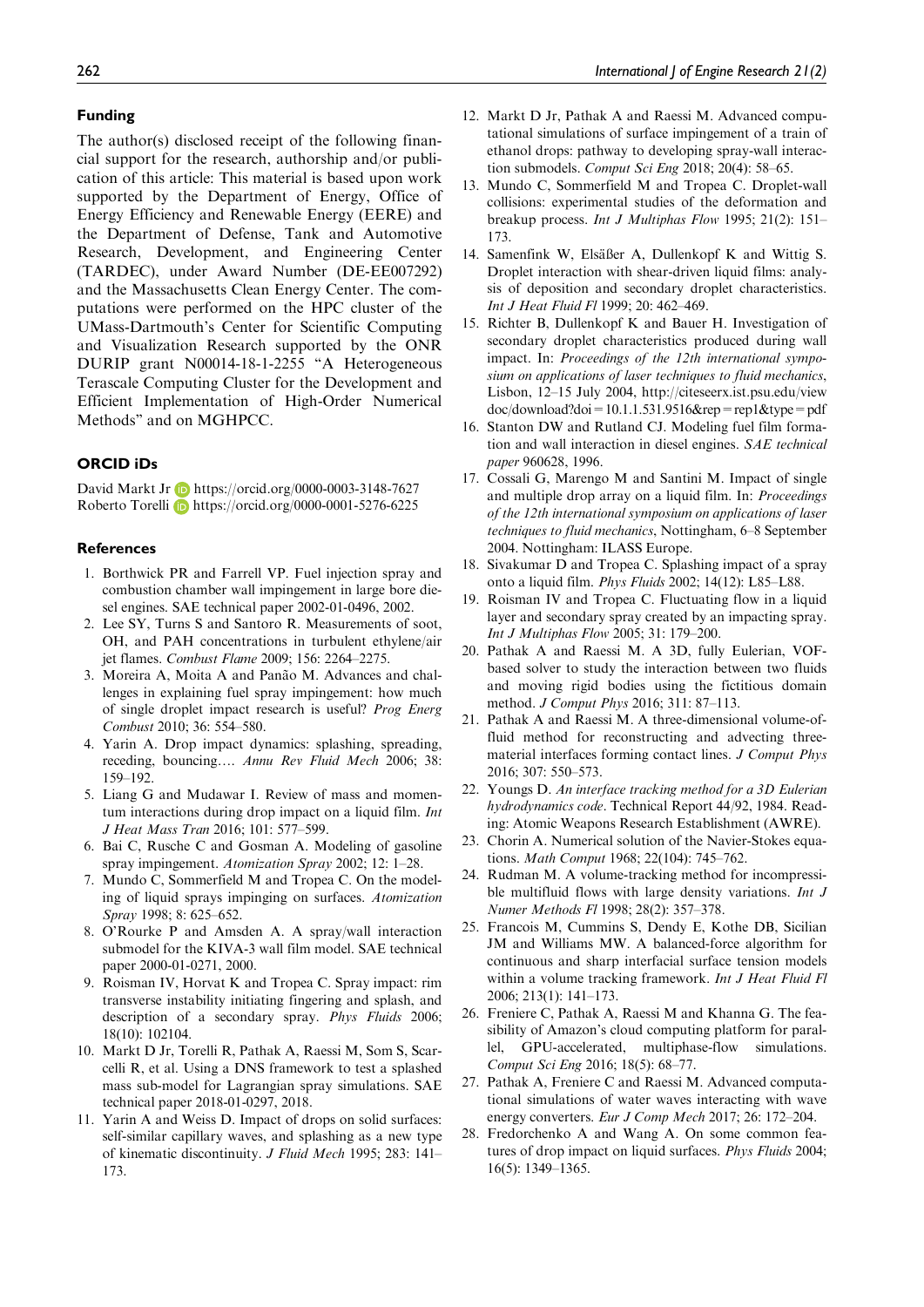## Funding

The author(s) disclosed receipt of the following financial support for the research, authorship and/or publication of this article: This material is based upon work supported by the Department of Energy, Office of Energy Efficiency and Renewable Energy (EERE) and the Department of Defense, Tank and Automotive Research, Development, and Engineering Center (TARDEC), under Award Number (DE-EE007292) and the Massachusetts Clean Energy Center. The computations were performed on the HPC cluster of the UMass-Dartmouth's Center for Scientific Computing and Visualization Research supported by the ONR DURIP grant N00014-18-1-2255 "A Heterogeneous Terascale Computing Cluster for the Development and Efficient Implementation of High-Order Numerical Methods" and on MGHPCC.

## ORCID iDs

David Markt Jr https://orcid.org/0000-0003-3148-7627
Roberto Torelli https://orcid.org/0000-0001-5276-6225

## References

1. Borthwick PR and Farrell VP. Fuel injection spray and combustion chamber wall impingement in large bore diesel engines. SAE technical paper 2002-01-0496, 2002.
2. Lee SY, Turns S and Santoro R. Measurements of soot, OH, and PAH concentrations in turbulent ethylene/air jet flames. *Combust Flame* 2009; 156: 2264–2275.
3. Moreira A, Moita A and Panão M. Advances and challenges in explaining fuel spray impingement: how much of single droplet impact research is useful? *Prog Energ Combust* 2010; 36: 554–580.
4. Yarin A. Drop impact dynamics: splashing, spreading, receding, bouncing…. *Annu Rev Fluid Mech* 2006; 38: 159–192.
5. Liang G and Mudawar I. Review of mass and momentum interactions during drop impact on a liquid film. *Int J Heat Mass Tran* 2016; 101: 577–599.
6. Bai C, Rusche C and Gosman A. Modeling of gasoline spray impingement. *Atomization Spray* 2002; 12: 1–28.
7. Mundo C, Sommerfeld M and Tropea C. On the modeling of liquid sprays impinging on surfaces. *Atomization Spray* 1998; 8: 625–652.
8. O'Rourke P and Amsden A. A spray/wall interaction submodel for the KIVA-3 wall film model. SAE technical paper 2000-01-0271, 2000.
9. Roisman IV, Horvat K and Tropea C. Spray impact: rim transverse instability initiating fingering and splash, and description of a secondary spray. *Phys Fluids* 2006; 18(10): 102104.
10. Markt D Jr, Torelli R, Pathak A, Raessi M, Som S, Scarcelli R, et al. Using a DNS framework to test a splashed mass sub-model for Lagrangian spray simulations. SAE technical paper 2018-01-0297, 2018.
11. Yarin A and Weiss D. Impact of drops on solid surfaces: self-similar capillary waves, and splashing as a new type of kinematic discontinuity. *J Fluid Mech* 1995; 283: 141–173.
12. Markt D Jr, Pathak A and Raessi M. Advanced computational simulations of surface impingement of a train of ethanol drops: pathway to developing spray-wall interaction submodels. *Comput Sci Eng* 2018; 20(4): 58–65.
13. Mundo C, Sommerfeld M and Tropea C. Droplet-wall collisions: experimental studies of the deformation and breakup process. *Int J Multiphas Flow* 1995; 21(2): 151–173.
14. Samenfink W, Elsäßer A, Dullenkopf K and Wittig S. Droplet interaction with shear-driven liquid films: analysis of deposition and secondary droplet characteristics. *Int J Heat Fluid Fl* 1999; 20: 462–469.
15. Richter B, Dullenkopf K and Bauer H. Investigation of secondary droplet characteristics produced during wall impact. In: *Proceedings of the 12th international symposium on applications of laser techniques to fluid mechanics*, Lisbon, 12–15 July 2004, http://citeseerx.ist.psu.edu/viewdoc/download?doi=10.1.1.531.9516&rep=rep1&type=pdf
16. Stanton DW and Rutland CJ. Modeling fuel film formation and wall interaction in diesel engines. *SAE technical paper* 960628, 1996.
17. Cossali G, Marengo M and Santini M. Impact of single and multiple drop array on a liquid film. In: *Proceedings of the 12th international symposium on applications of laser techniques to fluid mechanics*, Nottingham, 6–8 September 2004. Nottingham: ILASS Europe.
18. Sivakumar D and Tropea C. Splashing impact of a spray onto a liquid film. *Phys Fluids* 2002; 14(12): L85–L88.
19. Roisman IV and Tropea C. Fluctuating flow in a liquid layer and secondary spray created by an impacting spray. *Int J Multiphas Flow* 2005; 31: 179–200.
20. Pathak A and Raessi M. A 3D, fully Eulerian, VOF-based solver to study the interaction between two fluids and moving rigid bodies using the fictitious domain method. *J Comput Phys* 2016; 311: 87–113.
21. Pathak A and Raessi M. A three-dimensional volume-of-fluid method for reconstructing and advecting three-material interfaces forming contact lines. *J Comput Phys* 2016; 307: 550–573.
22. Youngs D. *An interface tracking method for a 3D Eulerian hydrodynamics code*. Technical Report 44/92, 1984. Reading: Atomic Weapons Research Establishment (AWRE).
23. Chorin A. Numerical solution of the Navier-Stokes equations. *Math Comput* 1968; 22(104): 745–762.
24. Rudman M. A volume-tracking method for incompressible multifluid flows with large density variations. *Int J Numer Methods Fl* 1998; 28(2): 357–378.
25. Francois M, Cummins S, Dendy E, Kothe DB, Sicilian JM and Williams MW. A balanced-force algorithm for continuous and sharp interfacial surface tension models within a volume tracking framework. *Int J Heat Fluid Fl* 2006; 213(1): 141–173.
26. Freniere C, Pathak A, Raessi M and Khanna G. The feasibility of Amazon's cloud computing platform for parallel, GPU-accelerated, multiphase-flow simulations. *Comput Sci Eng* 2016; 18(5): 68–77.
27. Pathak A, Freniere C and Raessi M. Advanced computational simulations of water waves interacting with wave energy converters. *Eur J Comp Mech* 2017; 26: 172–204.
28. Fredorchenko A and Wang A. On some common features of drop impact on liquid surfaces. *Phys Fluids* 2004; 16(5): 1349–1365.